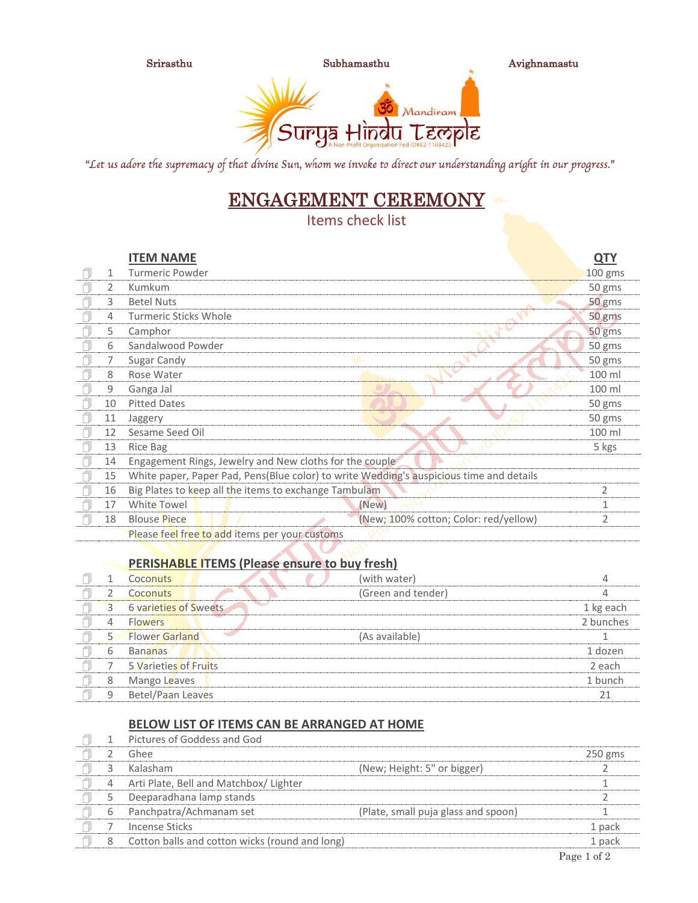Srirasthu Subhamasthu Avighnamasthu

Surya Hindu Temple
Mandiram
A Non-Profit Organization Fed ID#82-1108425

*"Let us adore the supremacy of that divine Sun, whom we invoke to direct our understanding aright in our progress."*

# ENGAGEMENT CEREMONY

## Items check list

| | # | ITEM NAME | | QTY |
|---|---|---|---|---|
| ☐ | 1 | Turmeric Powder | | 100 gms |
| ☐ | 2 | Kumkum | | 50 gms |
| ☐ | 3 | Betel Nuts | | 50 gms |
| ☐ | 4 | Turmeric Sticks Whole | | 50 gms |
| ☐ | 5 | Camphor | | 50 gms |
| ☐ | 6 | Sandalwood Powder | | 50 gms |
| ☐ | 7 | Sugar Candy | | 50 gms |
| ☐ | 8 | Rose Water | | 100 ml |
| ☐ | 9 | Ganga Jal | | 100 ml |
| ☐ | 10 | Pitted Dates | | 50 gms |
| ☐ | 11 | Jaggery | | 50 gms |
| ☐ | 12 | Sesame Seed Oil | | 100 ml |
| ☐ | 13 | Rice Bag | | 5 kgs |
| ☐ | 14 | Engagement Rings, Jewelry and New cloths for the couple | | |
| ☐ | 15 | White paper, Paper Pad, Pens(Blue color) to write Wedding's auspicious time and details | | |
| ☐ | 16 | Big Plates to keep all the items to exchange Tambulam | | 2 |
| ☐ | 17 | White Towel | (New) | 1 |
| ☐ | 18 | Blouse Piece | (New; 100% cotton; Color: red/yellow) | 2 |
| | | Please feel free to add items per your customs | | |

### PERISHABLE ITEMS (Please ensure to buy fresh)

| | # | ITEM NAME | | QTY |
|---|---|---|---|---|
| ☐ | 1 | Coconuts | (with water) | 4 |
| ☐ | 2 | Coconuts | (Green and tender) | 4 |
| ☐ | 3 | 6 varieties of Sweets | | 1 kg each |
| ☐ | 4 | Flowers | | 2 bunches |
| ☐ | 5 | Flower Garland | (As available) | 1 |
| ☐ | 6 | Bananas | | 1 dozen |
| ☐ | 7 | 5 Varieties of Fruits | | 2 each |
| ☐ | 8 | Mango Leaves | | 1 bunch |
| ☐ | 9 | Betel/Paan Leaves | | 21 |

### BELOW LIST OF ITEMS CAN BE ARRANGED AT HOME

| | # | ITEM NAME | | QTY |
|---|---|---|---|---|
| ☐ | 1 | Pictures of Goddess and God | | |
| ☐ | 2 | Ghee | | 250 gms |
| ☐ | 3 | Kalasham | (New; Height: 5" or bigger) | 2 |
| ☐ | 4 | Arti Plate, Bell and Matchbox/ Lighter | | 1 |
| ☐ | 5 | Deeparadhana lamp stands | | 2 |
| ☐ | 6 | Panchpatra/Achmanam set | (Plate, small puja glass and spoon) | 1 |
| ☐ | 7 | Incense Sticks | | 1 pack |
| ☐ | 8 | Cotton balls and cotton wicks (round and long) | | 1 pack |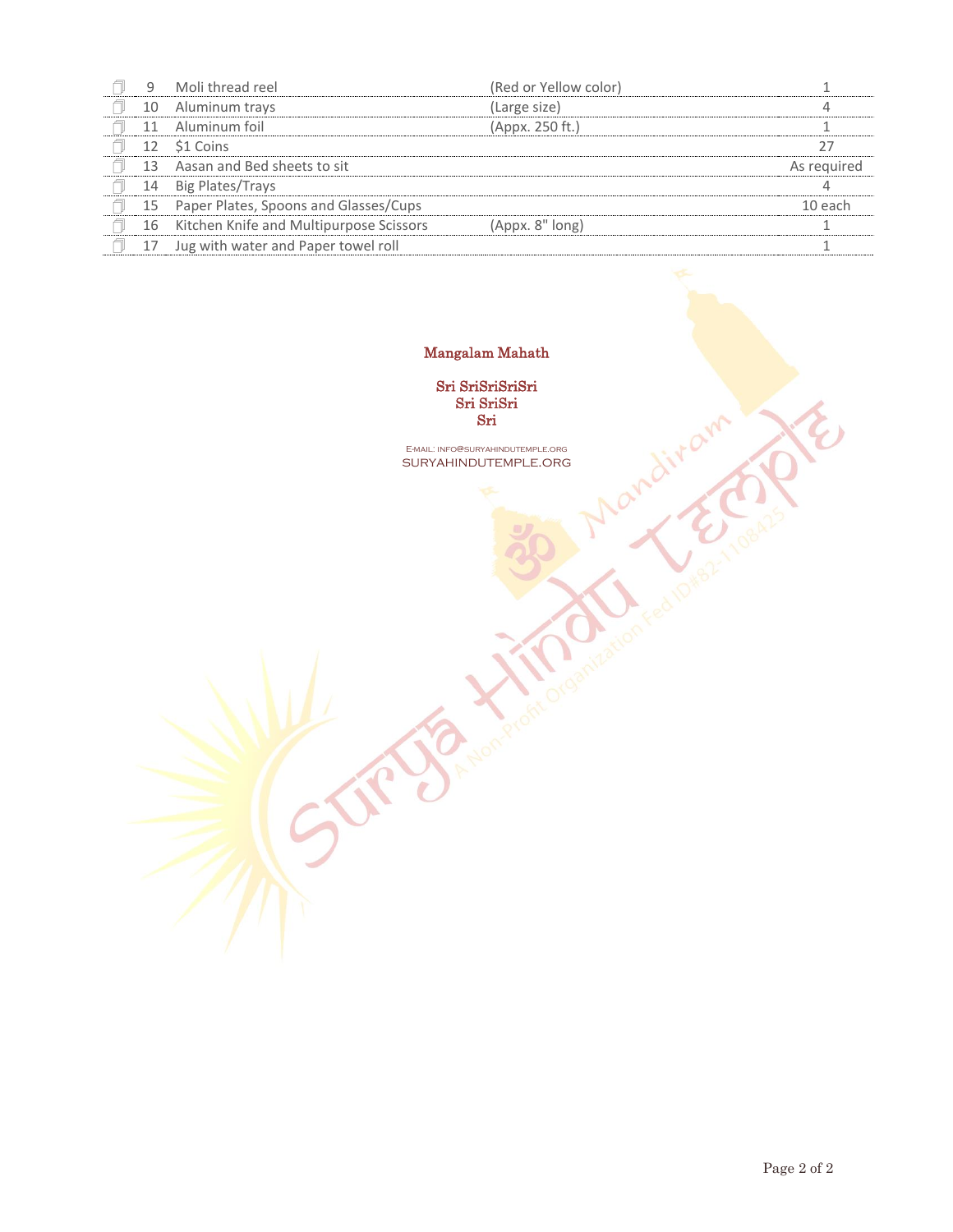| | | | | |
|---|---|---|---|---|
| ☐ | 9 | Moli thread reel | (Red or Yellow color) | 1 |
| ☐ | 10 | Aluminum trays | (Large size) | 4 |
| ☐ | 11 | Aluminum foil | (Appx. 250 ft.) | 1 |
| ☐ | 12 | $1 Coins | | 27 |
| ☐ | 13 | Aasan and Bed sheets to sit | | As required |
| ☐ | 14 | Big Plates/Trays | | 4 |
| ☐ | 15 | Paper Plates, Spoons and Glasses/Cups | | 10 each |
| ☐ | 16 | Kitchen Knife and Multipurpose Scissors | (Appx. 8" long) | 1 |
| ☐ | 17 | Jug with water and Paper towel roll | | 1 |

Mangalam Mahath

Sri SriSriSriSri
Sri SriSri
Sri

E-MAIL: INFO@SURYAHINDUTEMPLE.ORG
SURYAHINDUTEMPLE.ORG